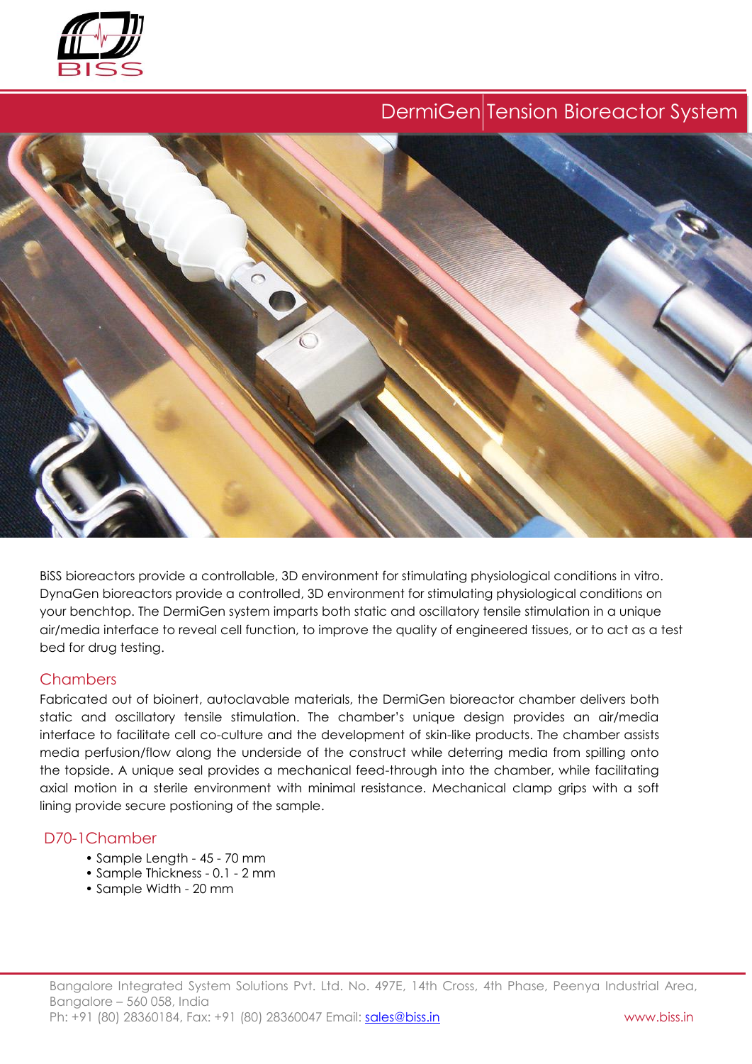# DermiGen Tension Bioreactor System

BiSS bioreactors provide a controllable, 3D environment for stimulating physiological conditions in vitro. DynaGen bioreactors provide a controlled, 3D environment for stimulating physiological conditions on your benchtop. The DermiGen system imparts both static and oscillatory tensile stimulation in a unique air/media interface to reveal cell function, to improve the quality of engineered tissues, or to act as a test bed for drug testing.

## Chambers

Fabricated out of bioinert, autoclavable materials, the DermiGen bioreactor chamber delivers both static and oscillatory tensile stimulation. The chamber's unique design provides an air/media interface to facilitate cell co-culture and the development of skin-like products. The chamber assists media perfusion/flow along the underside of the construct while deterring media from spilling onto the topside. A unique seal provides a mechanical feed-through into the chamber, while facilitating axial motion in a sterile environment with minimal resistance. Mechanical clamp grips with a soft lining provide secure postioning of the sample.

## D70-1Chamber

- Sample Length - 45 - 70 mm
- Sample Thickness - 0.1 - 2 mm
- Sample Width - 20 mm

Bangalore Integrated System Solutions Pvt. Ltd. No. 497E, 14th Cross, 4th Phase, Peenya Industrial Area, Bangalore – 560 058, India
Ph: +91 (80) 28360184, Fax: +91 (80) 28360047 Email: sales@biss.in www.biss.in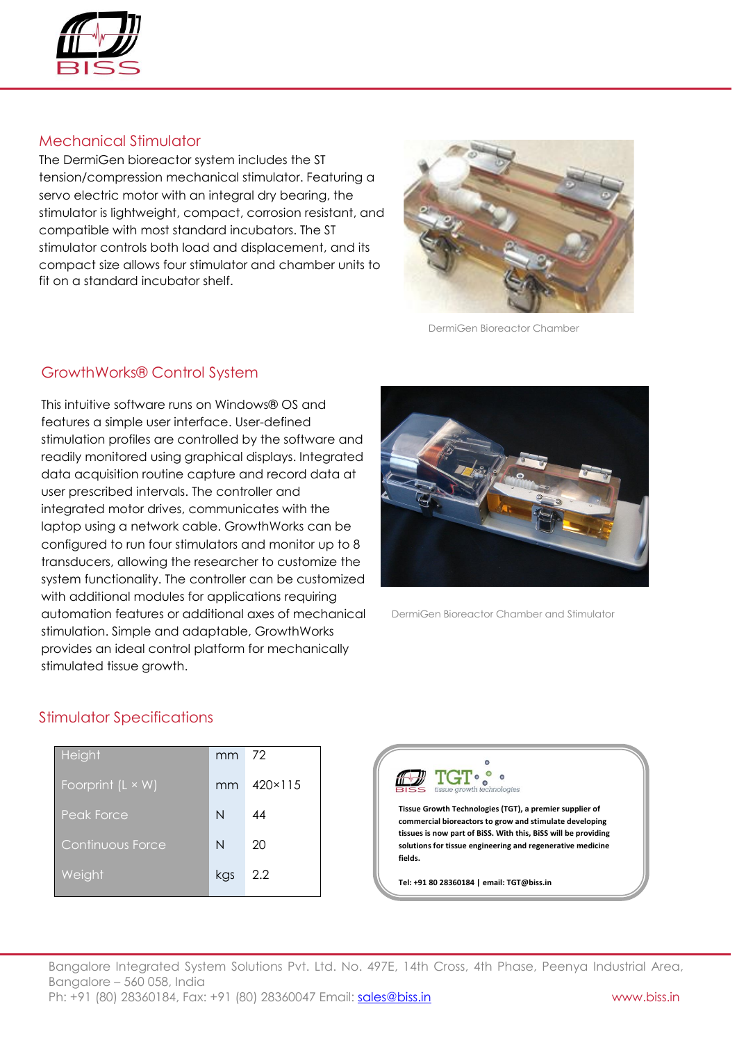## Mechanical Stimulator

The DermiGen bioreactor system includes the ST tension/compression mechanical stimulator. Featuring a servo electric motor with an integral dry bearing, the stimulator is lightweight, compact, corrosion resistant, and compatible with most standard incubators. The ST stimulator controls both load and displacement, and its compact size allows four stimulator and chamber units to fit on a standard incubator shelf.

DermiGen Bioreactor Chamber

## GrowthWorks® Control System

This intuitive software runs on Windows® OS and features a simple user interface. User-defined stimulation profiles are controlled by the software and readily monitored using graphical displays. Integrated data acquisition routine capture and record data at user prescribed intervals. The controller and integrated motor drives, communicates with the laptop using a network cable. GrowthWorks can be configured to run four stimulators and monitor up to 8 transducers, allowing the researcher to customize the system functionality. The controller can be customized with additional modules for applications requiring automation features or additional axes of mechanical stimulation. Simple and adaptable, GrowthWorks provides an ideal control platform for mechanically stimulated tissue growth.

DermiGen Bioreactor Chamber and Stimulator

## Stimulator Specifications

| | | |
|---|---|---|
| Height | mm | 72 |
| Foorprint (L × W) | mm | 420×115 |
| Peak Force | N | 44 |
| Continuous Force | N | 20 |
| Weight | kgs | 2.2 |

**TGT tissue growth technologies**

**Tissue Growth Technologies (TGT), a premier supplier of commercial bioreactors to grow and stimulate developing tissues is now part of BiSS. With this, BiSS will be providing solutions for tissue engineering and regenerative medicine fields.**

**Tel: +91 80 28360184 | email: TGT@biss.in**

Bangalore Integrated System Solutions Pvt. Ltd. No. 497E, 14th Cross, 4th Phase, Peenya Industrial Area, Bangalore – 560 058, India
Ph: +91 (80) 28360184, Fax: +91 (80) 28360047 Email: sales@biss.in www.biss.in